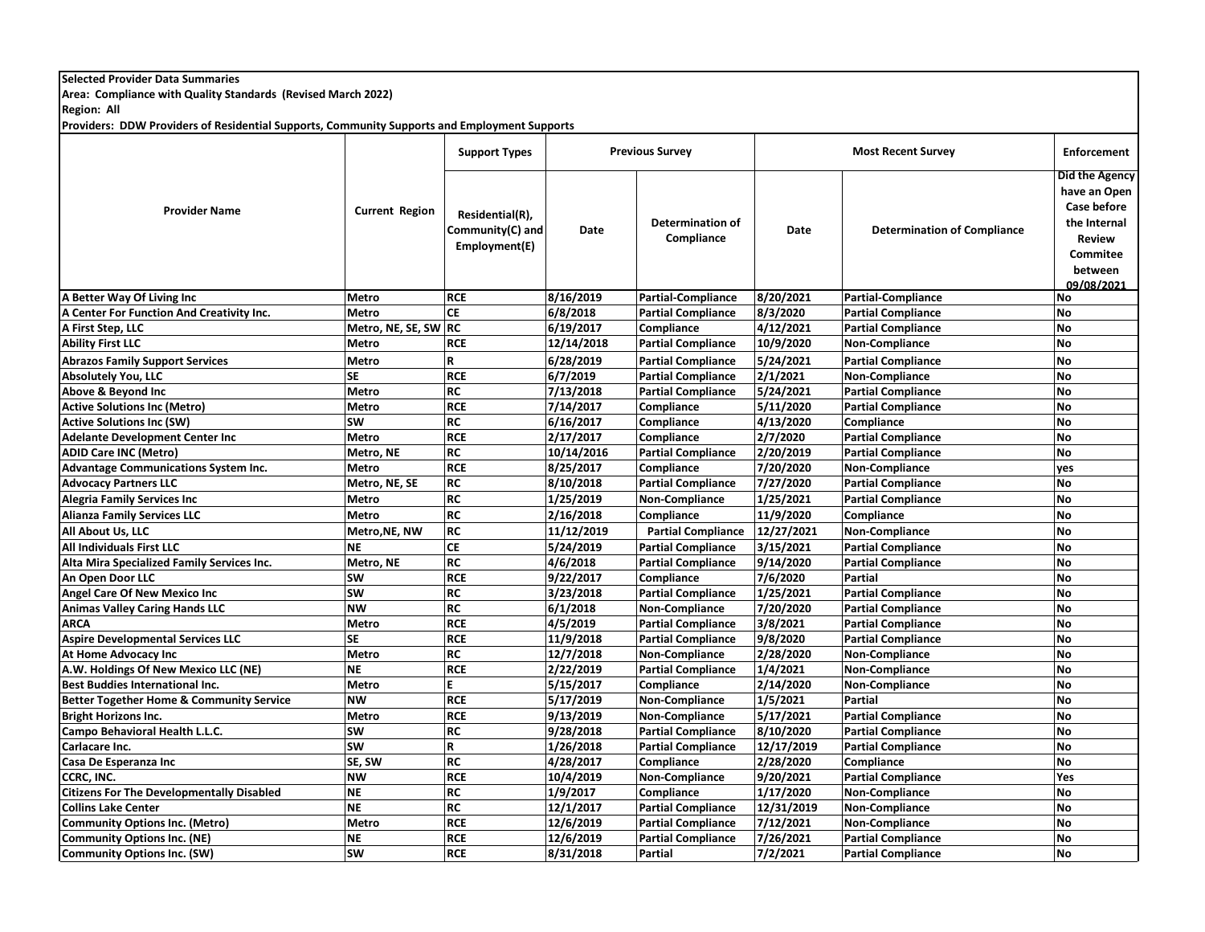**Selected Provider Data Summaries**

**Area: Compliance with Quality Standards (Revised March 2022)**

**Region: All**

**Providers: DDW Providers of Residential Supports, Community Supports and Employment Supports**

| Provider Name | Current Region | Support Types | Previous Survey | | Most Recent Survey | | Enforcement |
|---|---|---|---|---|---|---|---|
| | | Residential(R), Community(C) and Employment(E) | Date | Determination of Compliance | Date | Determination of Compliance | Did the Agency have an Open Case before the Internal Review Commitee between 09/08/2021 |
| A Better Way Of Living Inc | Metro | RCE | 8/16/2019 | Partial-Compliance | 8/20/2021 | Partial-Compliance | No |
| A Center For Function And Creativity Inc. | Metro | CE | 6/8/2018 | Partial Compliance | 8/3/2020 | Partial Compliance | No |
| A First Step, LLC | Metro, NE, SE, SW | RC | 6/19/2017 | Compliance | 4/12/2021 | Partial Compliance | No |
| Ability First LLC | Metro | RCE | 12/14/2018 | Partial Compliance | 10/9/2020 | Non-Compliance | No |
| Abrazos Family Support Services | Metro | R | 6/28/2019 | Partial Compliance | 5/24/2021 | Partial Compliance | No |
| Absolutely You, LLC | SE | RCE | 6/7/2019 | Partial Compliance | 2/1/2021 | Non-Compliance | No |
| Above & Beyond Inc | Metro | RC | 7/13/2018 | Partial Compliance | 5/24/2021 | Partial Compliance | No |
| Active Solutions Inc (Metro) | Metro | RCE | 7/14/2017 | Compliance | 5/11/2020 | Partial Compliance | No |
| Active Solutions Inc (SW) | SW | RC | 6/16/2017 | Compliance | 4/13/2020 | Compliance | No |
| Adelante Development Center Inc | Metro | RCE | 2/17/2017 | Compliance | 2/7/2020 | Partial Compliance | No |
| ADID Care INC (Metro) | Metro, NE | RC | 10/14/2016 | Partial Compliance | 2/20/2019 | Partial Compliance | No |
| Advantage Communications System Inc. | Metro | RCE | 8/25/2017 | Compliance | 7/20/2020 | Non-Compliance | yes |
| Advocacy Partners LLC | Metro, NE, SE | RC | 8/10/2018 | Partial Compliance | 7/27/2020 | Partial Compliance | No |
| Alegria Family Services Inc | Metro | RC | 1/25/2019 | Non-Compliance | 1/25/2021 | Partial Compliance | No |
| Alianza Family Services LLC | Metro | RC | 2/16/2018 | Compliance | 11/9/2020 | Compliance | No |
| All About Us, LLC | Metro,NE, NW | RC | 11/12/2019 | Partial Compliance | 12/27/2021 | Non-Compliance | No |
| All Individuals First LLC | NE | CE | 5/24/2019 | Partial Compliance | 3/15/2021 | Partial Compliance | No |
| Alta Mira Specialized Family Services Inc. | Metro, NE | RC | 4/6/2018 | Partial Compliance | 9/14/2020 | Partial Compliance | No |
| An Open Door LLC | SW | RCE | 9/22/2017 | Compliance | 7/6/2020 | Partial | No |
| Angel Care Of New Mexico Inc | SW | RC | 3/23/2018 | Partial Compliance | 1/25/2021 | Partial Compliance | No |
| Animas Valley Caring Hands LLC | NW | RC | 6/1/2018 | Non-Compliance | 7/20/2020 | Partial Compliance | No |
| ARCA | Metro | RCE | 4/5/2019 | Partial Compliance | 3/8/2021 | Partial Compliance | No |
| Aspire Developmental Services LLC | SE | RCE | 11/9/2018 | Partial Compliance | 9/8/2020 | Partial Compliance | No |
| At Home Advocacy Inc | Metro | RC | 12/7/2018 | Non-Compliance | 2/28/2020 | Non-Compliance | No |
| A.W. Holdings Of New Mexico LLC (NE) | NE | RCE | 2/22/2019 | Partial Compliance | 1/4/2021 | Non-Compliance | No |
| Best Buddies International Inc. | Metro | E | 5/15/2017 | Compliance | 2/14/2020 | Non-Compliance | No |
| Better Together Home & Community Service | NW | RCE | 5/17/2019 | Non-Compliance | 1/5/2021 | Partial | No |
| Bright Horizons Inc. | Metro | RCE | 9/13/2019 | Non-Compliance | 5/17/2021 | Partial Compliance | No |
| Campo Behavioral Health L.L.C. | SW | RC | 9/28/2018 | Partial Compliance | 8/10/2020 | Partial Compliance | No |
| Carlacare Inc. | SW | R | 1/26/2018 | Partial Compliance | 12/17/2019 | Partial Compliance | No |
| Casa De Esperanza Inc | SE, SW | RC | 4/28/2017 | Compliance | 2/28/2020 | Compliance | No |
| CCRC, INC. | NW | RCE | 10/4/2019 | Non-Compliance | 9/20/2021 | Partial Compliance | Yes |
| Citizens For The Developmentally Disabled | NE | RC | 1/9/2017 | Compliance | 1/17/2020 | Non-Compliance | No |
| Collins Lake Center | NE | RC | 12/1/2017 | Partial Compliance | 12/31/2019 | Non-Compliance | No |
| Community Options Inc. (Metro) | Metro | RCE | 12/6/2019 | Partial Compliance | 7/12/2021 | Non-Compliance | No |
| Community Options Inc. (NE) | NE | RCE | 12/6/2019 | Partial Compliance | 7/26/2021 | Partial Compliance | No |
| Community Options Inc. (SW) | SW | RCE | 8/31/2018 | Partial | 7/2/2021 | Partial Compliance | No |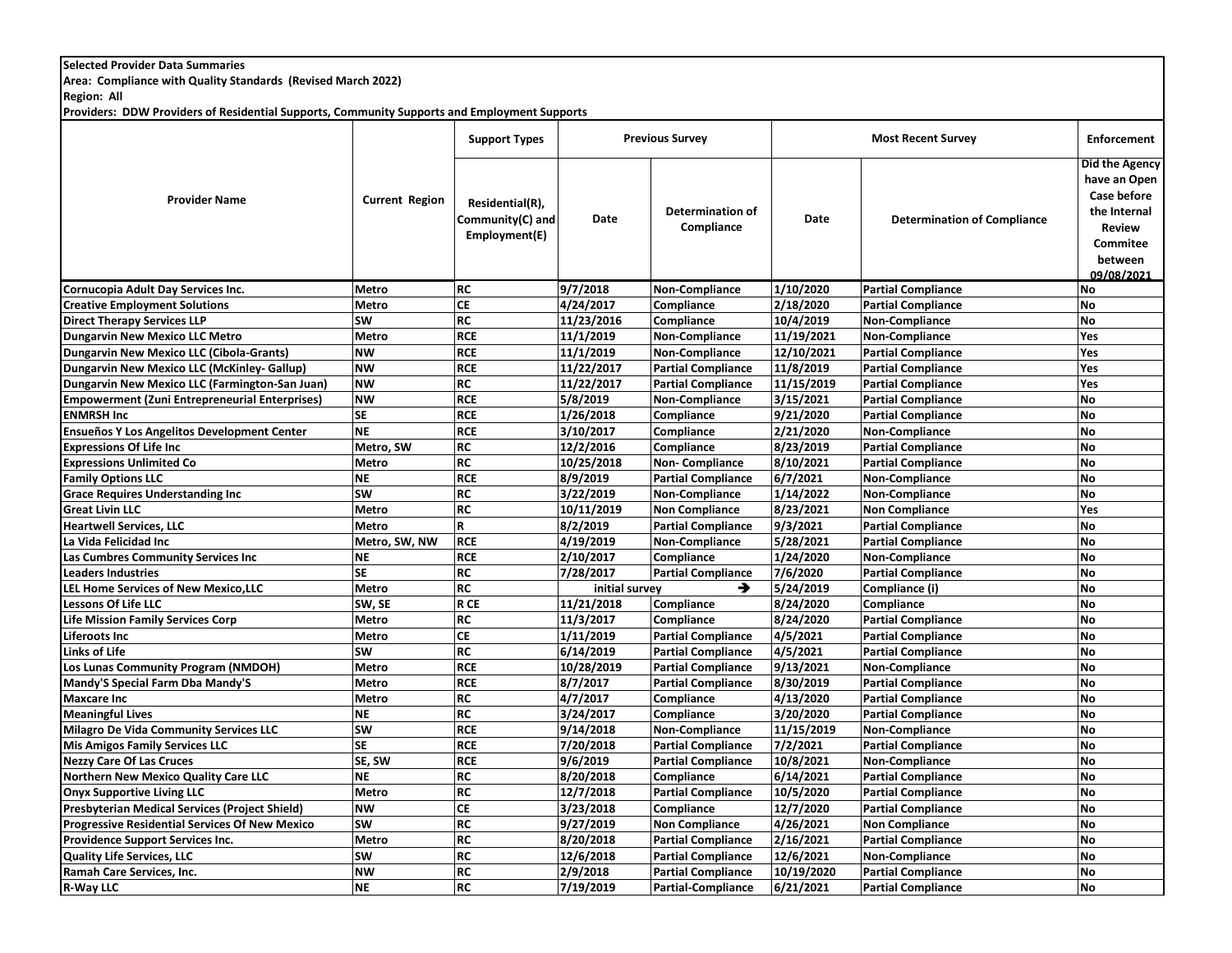**Selected Provider Data Summaries**

**Area: Compliance with Quality Standards (Revised March 2022)**

**Region: All**

**Providers: DDW Providers of Residential Supports, Community Supports and Employment Supports**

| Provider Name | Current Region | Support Types | Previous Survey | | Most Recent Survey | | Enforcement |
|---|---|---|---|---|---|---|---|
| | | Residential(R), Community(C) and Employment(E) | Date | Determination of Compliance | Date | Determination of Compliance | Did the Agency have an Open Case before the Internal Review Commitee between 09/08/2021 |
| Cornucopia Adult Day Services Inc. | Metro | RC | 9/7/2018 | Non-Compliance | 1/10/2020 | Partial Compliance | No |
| Creative Employment Solutions | Metro | CE | 4/24/2017 | Compliance | 2/18/2020 | Partial Compliance | No |
| Direct Therapy Services LLP | SW | RC | 11/23/2016 | Compliance | 10/4/2019 | Non-Compliance | No |
| Dungarvin New Mexico LLC Metro | Metro | RCE | 11/1/2019 | Non-Compliance | 11/19/2021 | Non-Compliance | Yes |
| Dungarvin New Mexico LLC (Cibola-Grants) | NW | RCE | 11/1/2019 | Non-Compliance | 12/10/2021 | Partial Compliance | Yes |
| Dungarvin New Mexico LLC (McKinley- Gallup) | NW | RCE | 11/22/2017 | Partial Compliance | 11/8/2019 | Partial Compliance | Yes |
| Dungarvin New Mexico LLC (Farmington-San Juan) | NW | RC | 11/22/2017 | Partial Compliance | 11/15/2019 | Partial Compliance | Yes |
| Empowerment (Zuni Entrepreneurial Enterprises) | NW | RCE | 5/8/2019 | Non-Compliance | 3/15/2021 | Partial Compliance | No |
| ENMRSH Inc | SE | RCE | 1/26/2018 | Compliance | 9/21/2020 | Partial Compliance | No |
| Ensueños Y Los Angelitos Development Center | NE | RCE | 3/10/2017 | Compliance | 2/21/2020 | Non-Compliance | No |
| Expressions Of Life Inc | Metro, SW | RC | 12/2/2016 | Compliance | 8/23/2019 | Partial Compliance | No |
| Expressions Unlimited Co | Metro | RC | 10/25/2018 | Non- Compliance | 8/10/2021 | Partial Compliance | No |
| Family Options LLC | NE | RCE | 8/9/2019 | Partial Compliance | 6/7/2021 | Non-Compliance | No |
| Grace Requires Understanding Inc | SW | RC | 3/22/2019 | Non-Compliance | 1/14/2022 | Non-Compliance | No |
| Great Livin LLC | Metro | RC | 10/11/2019 | Non Compliance | 8/23/2021 | Non Compliance | Yes |
| Heartwell Services, LLC | Metro | R | 8/2/2019 | Partial Compliance | 9/3/2021 | Partial Compliance | No |
| La Vida Felicidad Inc | Metro, SW, NW | RCE | 4/19/2019 | Non-Compliance | 5/28/2021 | Partial Compliance | No |
| Las Cumbres Community Services Inc | NE | RCE | 2/10/2017 | Compliance | 1/24/2020 | Non-Compliance | No |
| Leaders Industries | SE | RC | 7/28/2017 | Partial Compliance | 7/6/2020 | Partial Compliance | No |
| LEL Home Services of New Mexico,LLC | Metro | RC | initial survey | → | 5/24/2019 | Compliance (i) | No |
| Lessons Of Life LLC | SW, SE | R CE | 11/21/2018 | Compliance | 8/24/2020 | Compliance | No |
| Life Mission Family Services Corp | Metro | RC | 11/3/2017 | Compliance | 8/24/2020 | Partial Compliance | No |
| Liferoots Inc | Metro | CE | 1/11/2019 | Partial Compliance | 4/5/2021 | Partial Compliance | No |
| Links of Life | SW | RC | 6/14/2019 | Partial Compliance | 4/5/2021 | Partial Compliance | No |
| Los Lunas Community Program (NMDOH) | Metro | RCE | 10/28/2019 | Partial Compliance | 9/13/2021 | Non-Compliance | No |
| Mandy'S Special Farm Dba Mandy'S | Metro | RCE | 8/7/2017 | Partial Compliance | 8/30/2019 | Partial Compliance | No |
| Maxcare Inc | Metro | RC | 4/7/2017 | Compliance | 4/13/2020 | Partial Compliance | No |
| Meaningful Lives | NE | RC | 3/24/2017 | Compliance | 3/20/2020 | Partial Compliance | No |
| Milagro De Vida Community Services LLC | SW | RCE | 9/14/2018 | Non-Compliance | 11/15/2019 | Non-Compliance | No |
| Mis Amigos Family Services LLC | SE | RCE | 7/20/2018 | Partial Compliance | 7/2/2021 | Partial Compliance | No |
| Nezzy Care Of Las Cruces | SE, SW | RCE | 9/6/2019 | Partial Compliance | 10/8/2021 | Non-Compliance | No |
| Northern New Mexico Quality Care LLC | NE | RC | 8/20/2018 | Compliance | 6/14/2021 | Partial Compliance | No |
| Onyx Supportive Living LLC | Metro | RC | 12/7/2018 | Partial Compliance | 10/5/2020 | Partial Compliance | No |
| Presbyterian Medical Services (Project Shield) | NW | CE | 3/23/2018 | Compliance | 12/7/2020 | Partial Compliance | No |
| Progressive Residential Services Of New Mexico | SW | RC | 9/27/2019 | Non Compliance | 4/26/2021 | Non Compliance | No |
| Providence Support Services Inc. | Metro | RC | 8/20/2018 | Partial Compliance | 2/16/2021 | Partial Compliance | No |
| Quality Life Services, LLC | SW | RC | 12/6/2018 | Partial Compliance | 12/6/2021 | Non-Compliance | No |
| Ramah Care Services, Inc. | NW | RC | 2/9/2018 | Partial Compliance | 10/19/2020 | Partial Compliance | No |
| R-Way LLC | NE | RC | 7/19/2019 | Partial-Compliance | 6/21/2021 | Partial Compliance | No |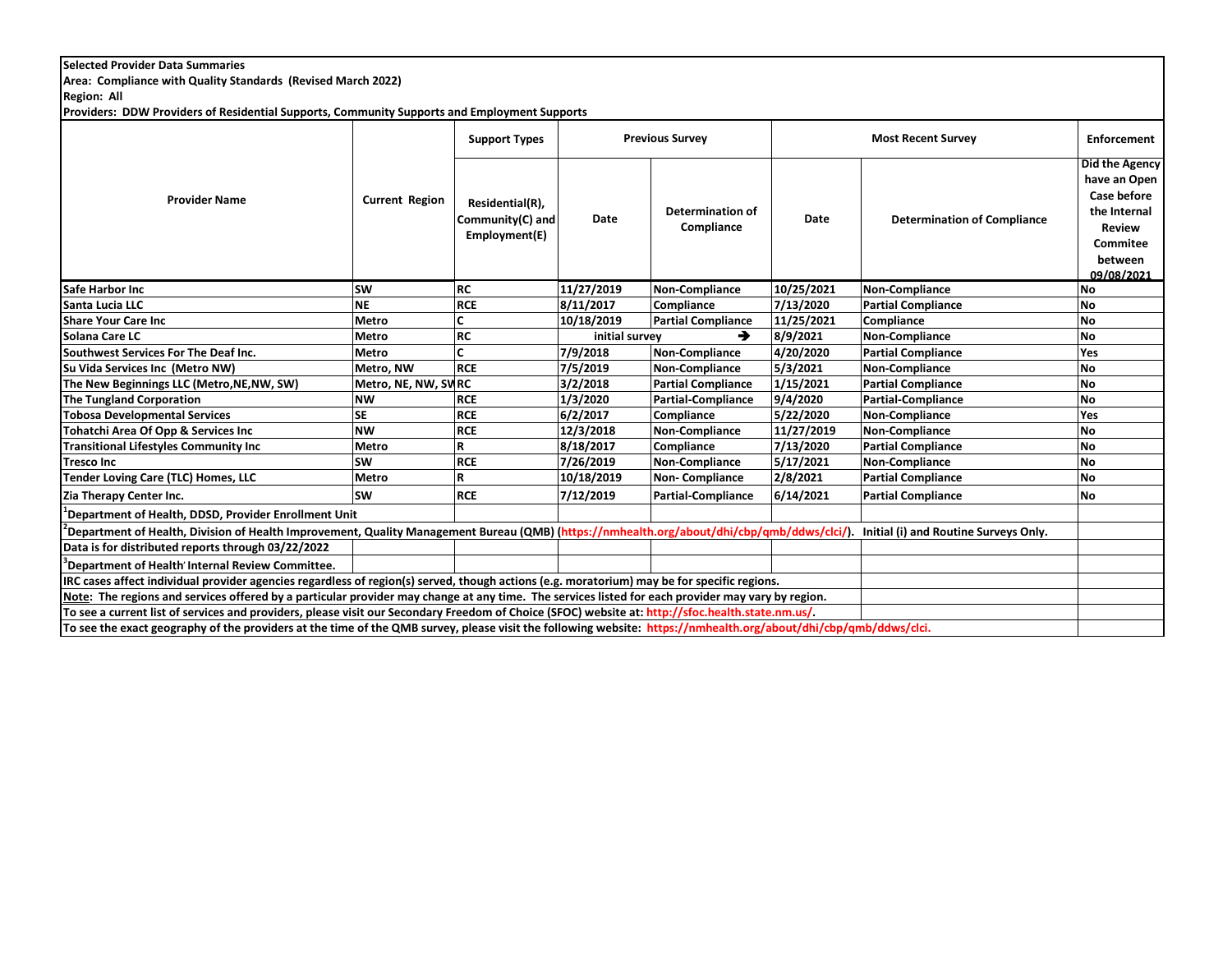**Selected Provider Data Summaries**
**Area: Compliance with Quality Standards (Revised March 2022)**
**Region: All**
**Providers: DDW Providers of Residential Supports, Community Supports and Employment Supports**

| Provider Name | Current Region | Support Types | Previous Survey | | Most Recent Survey | | Enforcement |
|---|---|---|---|---|---|---|---|
| | | Residential(R), Community(C) and Employment(E) | Date | Determination of Compliance | Date | Determination of Compliance | Did the Agency have an Open Case before the Internal Review Commitee between 09/08/2021 |
| Safe Harbor Inc | SW | RC | 11/27/2019 | Non-Compliance | 10/25/2021 | Non-Compliance | No |
| Santa Lucia LLC | NE | RCE | 8/11/2017 | Compliance | 7/13/2020 | Partial Compliance | No |
| Share Your Care Inc | Metro | C | 10/18/2019 | Partial Compliance | 11/25/2021 | Compliance | No |
| Solana Care LC | Metro | RC | initial survey | ➔ | 8/9/2021 | Non-Compliance | No |
| Southwest Services For The Deaf Inc. | Metro | C | 7/9/2018 | Non-Compliance | 4/20/2020 | Partial Compliance | Yes |
| Su Vida Services Inc (Metro NW) | Metro, NW | RCE | 7/5/2019 | Non-Compliance | 5/3/2021 | Non-Compliance | No |
| The New Beginnings LLC (Metro,NE,NW, SW) | Metro, NE, NW, SW | RC | 3/2/2018 | Partial Compliance | 1/15/2021 | Partial Compliance | No |
| The Tungland Corporation | NW | RCE | 1/3/2020 | Partial-Compliance | 9/4/2020 | Partial-Compliance | No |
| Tobosa Developmental Services | SE | RCE | 6/2/2017 | Compliance | 5/22/2020 | Non-Compliance | Yes |
| Tohatchi Area Of Opp & Services Inc | NW | RCE | 12/3/2018 | Non-Compliance | 11/27/2019 | Non-Compliance | No |
| Transitional Lifestyles Community Inc | Metro | R | 8/18/2017 | Compliance | 7/13/2020 | Partial Compliance | No |
| Tresco Inc | SW | RCE | 7/26/2019 | Non-Compliance | 5/17/2021 | Non-Compliance | No |
| Tender Loving Care (TLC) Homes, LLC | Metro | R | 10/18/2019 | Non- Compliance | 2/8/2021 | Partial Compliance | No |
| Zia Therapy Center Inc. | SW | RCE | 7/12/2019 | Partial-Compliance | 6/14/2021 | Partial Compliance | No |

[1]Department of Health, DDSD, Provider Enrollment Unit

[2]Department of Health, Division of Health Improvement, Quality Management Bureau (QMB) (https://nmhealth.org/about/dhi/cbp/qmb/ddws/clci/). Initial (i) and Routine Surveys Only.

Data is for distributed reports through 03/22/2022

[3]Department of Health' Internal Review Committee.

IRC cases affect individual provider agencies regardless of region(s) served, though actions (e.g. moratorium) may be for specific regions.

Note: The regions and services offered by a particular provider may change at any time. The services listed for each provider may vary by region.

To see a current list of services and providers, please visit our Secondary Freedom of Choice (SFOC) website at: http://sfoc.health.state.nm.us/.

To see the exact geography of the providers at the time of the QMB survey, please visit the following website: https://nmhealth.org/about/dhi/cbp/qmb/ddws/clci.